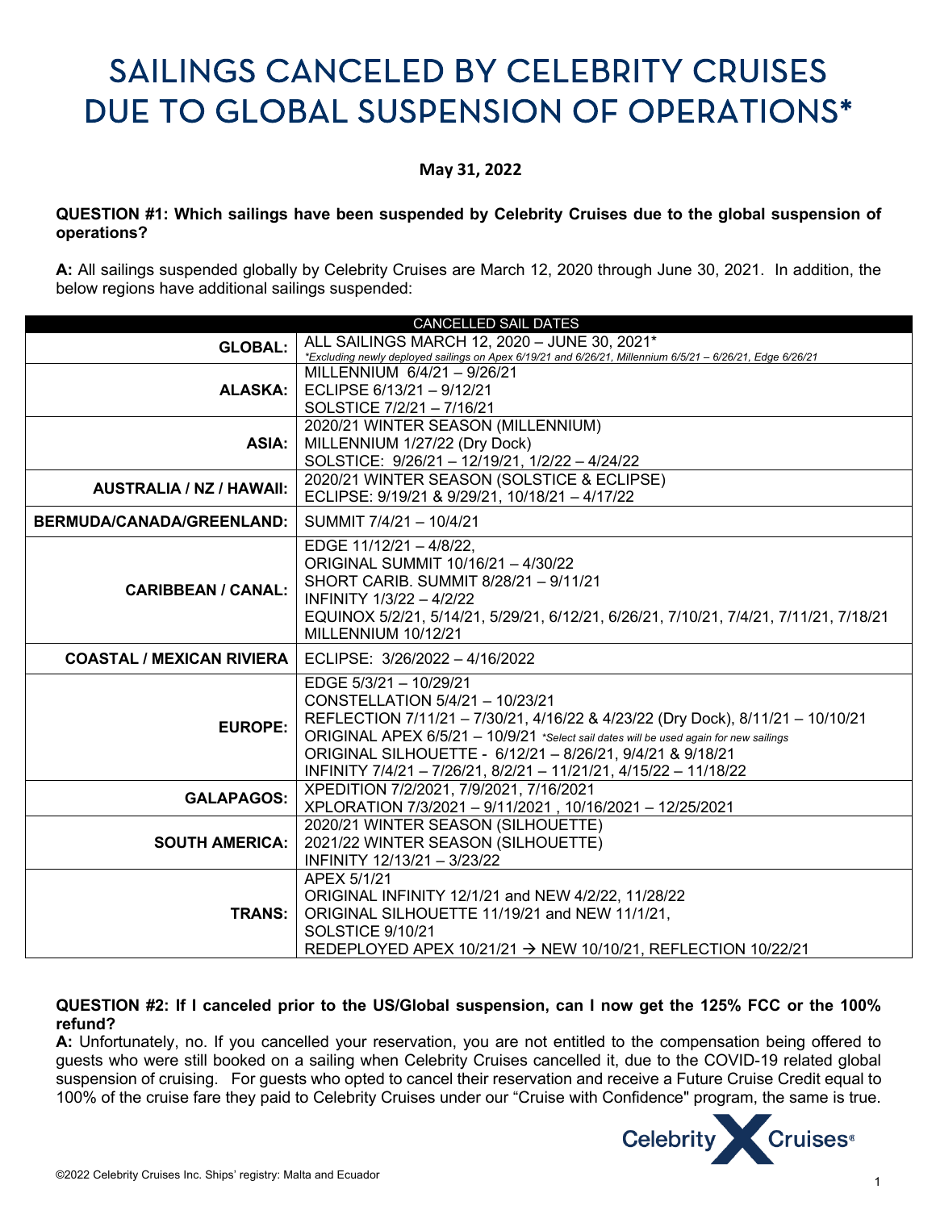# SAILINGS CANCELED BY CELEBRITY CRUISES DUE TO GLOBAL SUSPENSION OF OPERATIONS*

**May 31, 2022**

**QUESTION #1: Which sailings have been suspended by Celebrity Cruises due to the global suspension of operations?**

**A:** All sailings suspended globally by Celebrity Cruises are March 12, 2020 through June 30, 2021. In addition, the below regions have additional sailings suspended:

| CANCELLED SAIL DATES | |
|---|---|
| **GLOBAL:** | ALL SAILINGS MARCH 12, 2020 – JUNE 30, 2021*<br>*\*Excluding newly deployed sailings on Apex 6/19/21 and 6/26/21, Millennium 6/5/21 – 6/26/21, Edge 6/26/21* |
| **ALASKA:** | MILLENNIUM 6/4/21 – 9/26/21<br>ECLIPSE 6/13/21 – 9/12/21<br>SOLSTICE 7/2/21 – 7/16/21 |
| **ASIA:** | 2020/21 WINTER SEASON (MILLENNIUM)<br>MILLENNIUM 1/27/22 (Dry Dock)<br>SOLSTICE: 9/26/21 – 12/19/21, 1/2/22 – 4/24/22 |
| **AUSTRALIA / NZ / HAWAII:** | 2020/21 WINTER SEASON (SOLSTICE & ECLIPSE)<br>ECLIPSE: 9/19/21 & 9/29/21, 10/18/21 – 4/17/22 |
| **BERMUDA/CANADA/GREENLAND:** | SUMMIT 7/4/21 – 10/4/21 |
| **CARIBBEAN / CANAL:** | EDGE 11/12/21 – 4/8/22,<br>ORIGINAL SUMMIT 10/16/21 – 4/30/22<br>SHORT CARIB. SUMMIT 8/28/21 – 9/11/21<br>INFINITY 1/3/22 – 4/2/22<br>EQUINOX 5/2/21, 5/14/21, 5/29/21, 6/12/21, 6/26/21, 7/10/21, 7/4/21, 7/11/21, 7/18/21<br>MILLENNIUM 10/12/21 |
| **COASTAL / MEXICAN RIVIERA** | ECLIPSE: 3/26/2022 – 4/16/2022 |
| **EUROPE:** | EDGE 5/3/21 – 10/29/21<br>CONSTELLATION 5/4/21 – 10/23/21<br>REFLECTION 7/11/21 – 7/30/21, 4/16/22 & 4/23/22 (Dry Dock), 8/11/21 – 10/10/21<br>ORIGINAL APEX 6/5/21 – 10/9/21 *\*Select sail dates will be used again for new sailings*<br>ORIGINAL SILHOUETTE - 6/12/21 – 8/26/21, 9/4/21 & 9/18/21<br>INFINITY 7/4/21 – 7/26/21, 8/2/21 – 11/21/21, 4/15/22 – 11/18/22 |
| **GALAPAGOS:** | XPEDITION 7/2/2021, 7/9/2021, 7/16/2021<br>XPLORATION 7/3/2021 – 9/11/2021 , 10/16/2021 – 12/25/2021 |
| **SOUTH AMERICA:** | 2020/21 WINTER SEASON (SILHOUETTE)<br>2021/22 WINTER SEASON (SILHOUETTE)<br>INFINITY 12/13/21 – 3/23/22 |
| **TRANS:** | APEX 5/1/21<br>ORIGINAL INFINITY 12/1/21 and NEW 4/2/22, 11/28/22<br>ORIGINAL SILHOUETTE 11/19/21 and NEW 11/1/21,<br>SOLSTICE 9/10/21<br>REDEPLOYED APEX 10/21/21 → NEW 10/10/21, REFLECTION 10/22/21 |

**QUESTION #2: If I canceled prior to the US/Global suspension, can I now get the 125% FCC or the 100% refund?**

**A:** Unfortunately, no. If you cancelled your reservation, you are not entitled to the compensation being offered to guests who were still booked on a sailing when Celebrity Cruises cancelled it, due to the COVID-19 related global suspension of cruising. For guests who opted to cancel their reservation and receive a Future Cruise Credit equal to 100% of the cruise fare they paid to Celebrity Cruises under our "Cruise with Confidence" program, the same is true.

©2022 Celebrity Cruises Inc. Ships' registry: Malta and Ecuador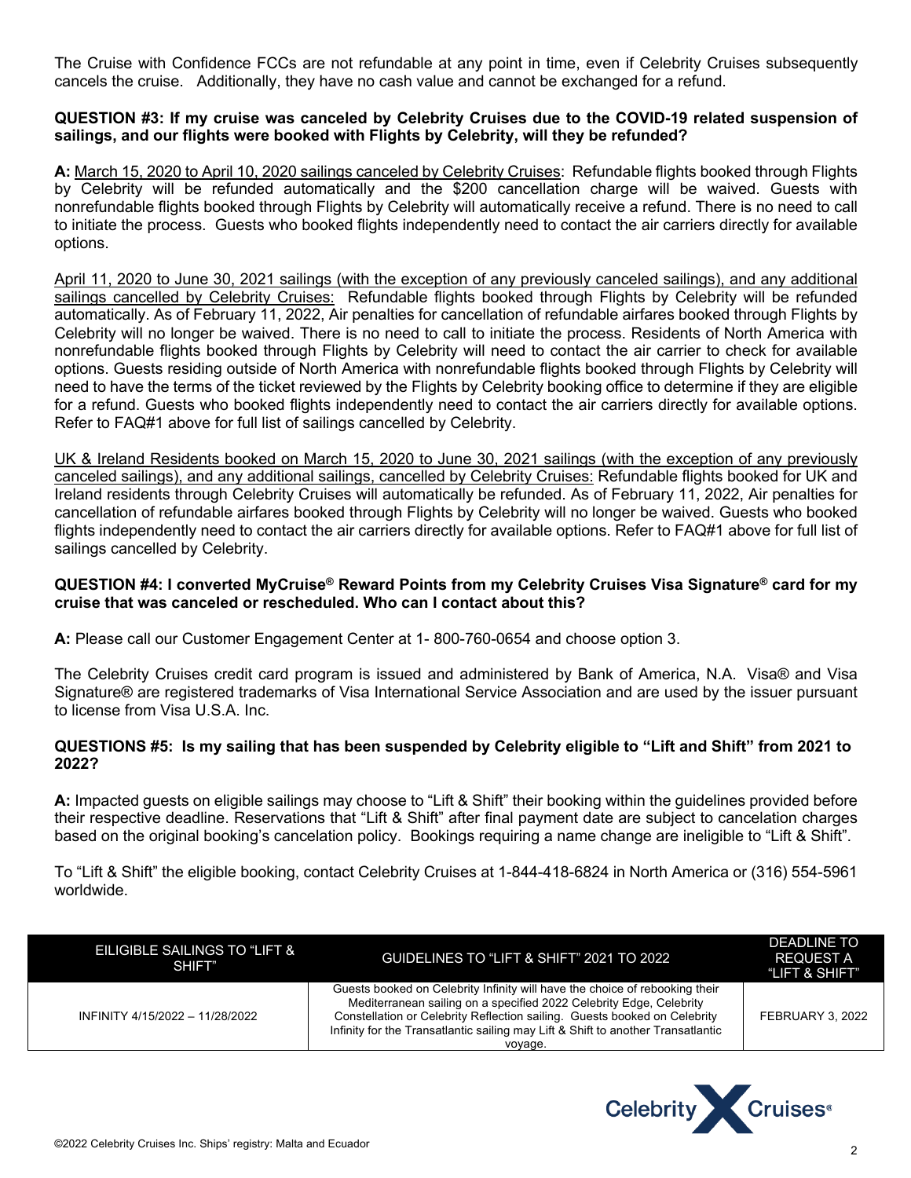The Cruise with Confidence FCCs are not refundable at any point in time, even if Celebrity Cruises subsequently cancels the cruise. Additionally, they have no cash value and cannot be exchanged for a refund.

**QUESTION #3: If my cruise was canceled by Celebrity Cruises due to the COVID-19 related suspension of sailings, and our flights were booked with Flights by Celebrity, will they be refunded?**

**A:** <u>March 15, 2020 to April 10, 2020 sailings canceled by Celebrity Cruises</u>: Refundable flights booked through Flights by Celebrity will be refunded automatically and the $200 cancellation charge will be waived. Guests with nonrefundable flights booked through Flights by Celebrity will automatically receive a refund. There is no need to call to initiate the process. Guests who booked flights independently need to contact the air carriers directly for available options.

<u>April 11, 2020 to June 30, 2021 sailings (with the exception of any previously canceled sailings), and any additional sailings cancelled by Celebrity Cruises:</u> Refundable flights booked through Flights by Celebrity will be refunded automatically. As of February 11, 2022, Air penalties for cancellation of refundable airfares booked through Flights by Celebrity will no longer be waived. There is no need to call to initiate the process. Residents of North America with nonrefundable flights booked through Flights by Celebrity will need to contact the air carrier to check for available options. Guests residing outside of North America with nonrefundable flights booked through Flights by Celebrity will need to have the terms of the ticket reviewed by the Flights by Celebrity booking office to determine if they are eligible for a refund. Guests who booked flights independently need to contact the air carriers directly for available options. Refer to FAQ#1 above for full list of sailings cancelled by Celebrity.

<u>UK & Ireland Residents booked on March 15, 2020 to June 30, 2021 sailings (with the exception of any previously canceled sailings), and any additional sailings, cancelled by Celebrity Cruises:</u> Refundable flights booked for UK and Ireland residents through Celebrity Cruises will automatically be refunded. As of February 11, 2022, Air penalties for cancellation of refundable airfares booked through Flights by Celebrity will no longer be waived. Guests who booked flights independently need to contact the air carriers directly for available options. Refer to FAQ#1 above for full list of sailings cancelled by Celebrity.

**QUESTION #4: I converted MyCruise® Reward Points from my Celebrity Cruises Visa Signature® card for my cruise that was canceled or rescheduled. Who can I contact about this?**

**A:** Please call our Customer Engagement Center at 1- 800-760-0654 and choose option 3.

The Celebrity Cruises credit card program is issued and administered by Bank of America, N.A. Visa® and Visa Signature® are registered trademarks of Visa International Service Association and are used by the issuer pursuant to license from Visa U.S.A. Inc.

**QUESTIONS #5: Is my sailing that has been suspended by Celebrity eligible to "Lift and Shift" from 2021 to 2022?**

**A:** Impacted guests on eligible sailings may choose to "Lift & Shift" their booking within the guidelines provided before their respective deadline. Reservations that "Lift & Shift" after final payment date are subject to cancelation charges based on the original booking's cancelation policy. Bookings requiring a name change are ineligible to "Lift & Shift".

To "Lift & Shift" the eligible booking, contact Celebrity Cruises at 1-844-418-6824 in North America or (316) 554-5961 worldwide.

| EILIGIBLE SAILINGS TO "LIFT & SHIFT" | GUIDELINES TO "LIFT & SHIFT" 2021 TO 2022 | DEADLINE TO REQUEST A "LIFT & SHIFT" |
|---|---|---|
| INFINITY 4/15/2022 – 11/28/2022 | Guests booked on Celebrity Infinity will have the choice of rebooking their Mediterranean sailing on a specified 2022 Celebrity Edge, Celebrity Constellation or Celebrity Reflection sailing. Guests booked on Celebrity Infinity for the Transatlantic sailing may Lift & Shift to another Transatlantic voyage. | FEBRUARY 3, 2022 |

©2022 Celebrity Cruises Inc. Ships' registry: Malta and Ecuador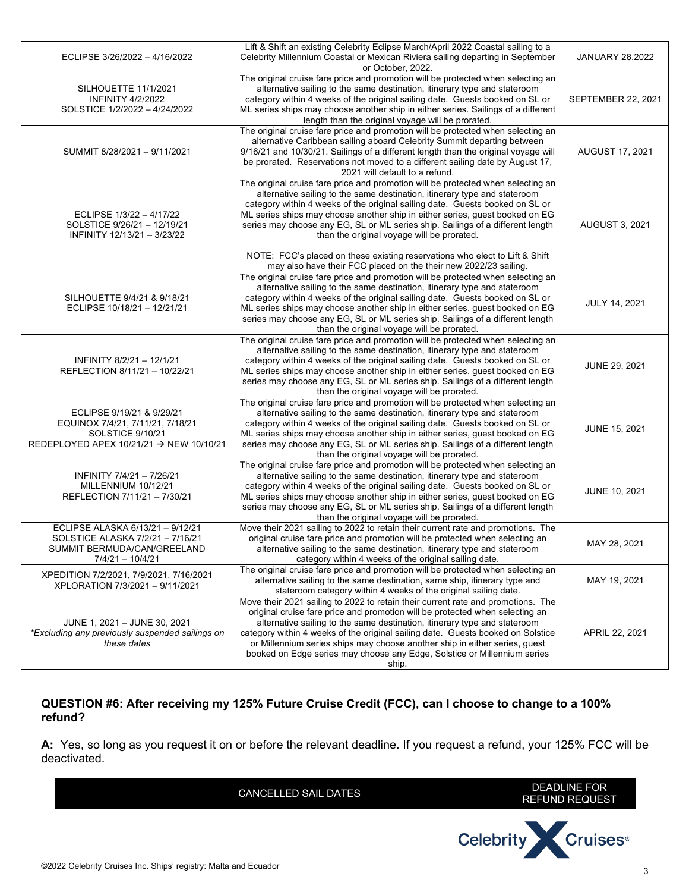| | | |
|---|---|---|
| ECLIPSE 3/26/2022 – 4/16/2022 | Lift & Shift an existing Celebrity Eclipse March/April 2022 Coastal sailing to a Celebrity Millennium Coastal or Mexican Riviera sailing departing in September or October, 2022. | JANUARY 28,2022 |
| SILHOUETTE 11/1/2021<br>INFINITY 4/2/2022<br>SOLSTICE 1/2/2022 – 4/24/2022 | The original cruise fare price and promotion will be protected when selecting an alternative sailing to the same destination, itinerary type and stateroom category within 4 weeks of the original sailing date. Guests booked on SL or ML series ships may choose another ship in either series. Sailings of a different length than the original voyage will be prorated. | SEPTEMBER 22, 2021 |
| SUMMIT 8/28/2021 – 9/11/2021 | The original cruise fare price and promotion will be protected when selecting an alternative Caribbean sailing aboard Celebrity Summit departing between 9/16/21 and 10/30/21. Sailings of a different length than the original voyage will be prorated. Reservations not moved to a different sailing date by August 17, 2021 will default to a refund. | AUGUST 17, 2021 |
| ECLIPSE 1/3/22 – 4/17/22<br>SOLSTICE 9/26/21 – 12/19/21<br>INFINITY 12/13/21 – 3/23/22 | The original cruise fare price and promotion will be protected when selecting an alternative sailing to the same destination, itinerary type and stateroom category within 4 weeks of the original sailing date. Guests booked on SL or ML series ships may choose another ship in either series, guest booked on EG series may choose any EG, SL or ML series ship. Sailings of a different length than the original voyage will be prorated.<br><br>NOTE: FCC's placed on these existing reservations who elect to Lift & Shift may also have their FCC placed on the their new 2022/23 sailing. | AUGUST 3, 2021 |
| SILHOUETTE 9/4/21 & 9/18/21<br>ECLIPSE 10/18/21 – 12/21/21 | The original cruise fare price and promotion will be protected when selecting an alternative sailing to the same destination, itinerary type and stateroom category within 4 weeks of the original sailing date. Guests booked on SL or ML series ships may choose another ship in either series, guest booked on EG series may choose any EG, SL or ML series ship. Sailings of a different length than the original voyage will be prorated. | JULY 14, 2021 |
| INFINITY 8/2/21 – 12/1/21<br>REFLECTION 8/11/21 – 10/22/21 | The original cruise fare price and promotion will be protected when selecting an alternative sailing to the same destination, itinerary type and stateroom category within 4 weeks of the original sailing date. Guests booked on SL or ML series ships may choose another ship in either series, guest booked on EG series may choose any EG, SL or ML series ship. Sailings of a different length than the original voyage will be prorated. | JUNE 29, 2021 |
| ECLIPSE 9/19/21 & 9/29/21<br>EQUINOX 7/4/21, 7/11/21, 7/18/21<br>SOLSTICE 9/10/21<br>REDEPLOYED APEX 10/21/21 → NEW 10/10/21 | The original cruise fare price and promotion will be protected when selecting an alternative sailing to the same destination, itinerary type and stateroom category within 4 weeks of the original sailing date. Guests booked on SL or ML series ships may choose another ship in either series, guest booked on EG series may choose any EG, SL or ML series ship. Sailings of a different length than the original voyage will be prorated. | JUNE 15, 2021 |
| INFINITY 7/4/21 – 7/26/21<br>MILLENNIUM 10/12/21<br>REFLECTION 7/11/21 – 7/30/21 | The original cruise fare price and promotion will be protected when selecting an alternative sailing to the same destination, itinerary type and stateroom category within 4 weeks of the original sailing date. Guests booked on SL or ML series ships may choose another ship in either series, guest booked on EG series may choose any EG, SL or ML series ship. Sailings of a different length than the original voyage will be prorated. | JUNE 10, 2021 |
| ECLIPSE ALASKA 6/13/21 – 9/12/21<br>SOLSTICE ALASKA 7/2/21 – 7/16/21<br>SUMMIT BERMUDA/CAN/GREELAND 7/4/21 – 10/4/21 | Move their 2021 sailing to 2022 to retain their current rate and promotions. The original cruise fare price and promotion will be protected when selecting an alternative sailing to the same destination, itinerary type and stateroom category within 4 weeks of the original sailing date. | MAY 28, 2021 |
| XPEDITION 7/2/2021, 7/9/2021, 7/16/2021<br>XPLORATION 7/3/2021 – 9/11/2021 | The original cruise fare price and promotion will be protected when selecting an alternative sailing to the same destination, same ship, itinerary type and stateroom category within 4 weeks of the original sailing date. | MAY 19, 2021 |
| JUNE 1, 2021 – JUNE 30, 2021<br>*Excluding any previously suspended sailings on these dates* | Move their 2021 sailing to 2022 to retain their current rate and promotions. The original cruise fare price and promotion will be protected when selecting an alternative sailing to the same destination, itinerary type and stateroom category within 4 weeks of the original sailing date. Guests booked on Solstice or Millennium series ships may choose another ship in either series, guest booked on Edge series may choose any Edge, Solstice or Millennium series ship. | APRIL 22, 2021 |

**QUESTION #6: After receiving my 125% Future Cruise Credit (FCC), can I choose to change to a 100% refund?**

**A:** Yes, so long as you request it on or before the relevant deadline. If you request a refund, your 125% FCC will be deactivated.

| CANCELLED SAIL DATES | DEADLINE FOR REFUND REQUEST |
|---|---|

©2022 Celebrity Cruises Inc. Ships' registry: Malta and Ecuador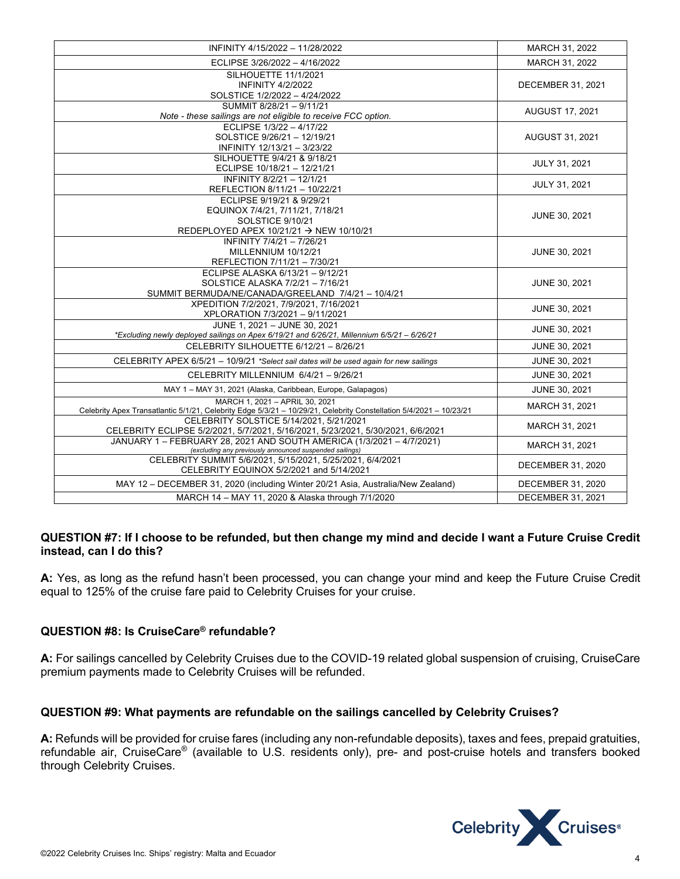| | |
|---|---|
| INFINITY 4/15/2022 – 11/28/2022 | MARCH 31, 2022 |
| ECLIPSE 3/26/2022 – 4/16/2022 | MARCH 31, 2022 |
| SILHOUETTE 11/1/2021<br>INFINITY 4/2/2022<br>SOLSTICE 1/2/2022 – 4/24/2022 | DECEMBER 31, 2021 |
| SUMMIT 8/28/21 – 9/11/21<br>*Note - these sailings are not eligible to receive FCC option.* | AUGUST 17, 2021 |
| ECLIPSE 1/3/22 – 4/17/22<br>SOLSTICE 9/26/21 – 12/19/21<br>INFINITY 12/13/21 – 3/23/22 | AUGUST 31, 2021 |
| SILHOUETTE 9/4/21 & 9/18/21<br>ECLIPSE 10/18/21 – 12/21/21 | JULY 31, 2021 |
| INFINITY 8/2/21 – 12/1/21<br>REFLECTION 8/11/21 – 10/22/21 | JULY 31, 2021 |
| ECLIPSE 9/19/21 & 9/29/21<br>EQUINOX 7/4/21, 7/11/21, 7/18/21<br>SOLSTICE 9/10/21<br>REDEPLOYED APEX 10/21/21 → NEW 10/10/21 | JUNE 30, 2021 |
| INFINITY 7/4/21 – 7/26/21<br>MILLENNIUM 10/12/21<br>REFLECTION 7/11/21 – 7/30/21 | JUNE 30, 2021 |
| ECLIPSE ALASKA 6/13/21 – 9/12/21<br>SOLSTICE ALASKA 7/2/21 – 7/16/21<br>SUMMIT BERMUDA/NE/CANADA/GREELAND 7/4/21 – 10/4/21 | JUNE 30, 2021 |
| XPEDITION 7/2/2021, 7/9/2021, 7/16/2021<br>XPLORATION 7/3/2021 – 9/11/2021 | JUNE 30, 2021 |
| JUNE 1, 2021 – JUNE 30, 2021<br>*\*Excluding newly deployed sailings on Apex 6/19/21 and 6/26/21, Millennium 6/5/21 – 6/26/21* | JUNE 30, 2021 |
| CELEBRITY SILHOUETTE 6/12/21 – 8/26/21 | JUNE 30, 2021 |
| CELEBRITY APEX 6/5/21 – 10/9/21 *\*Select sail dates will be used again for new sailings* | JUNE 30, 2021 |
| CELEBRITY MILLENNIUM 6/4/21 – 9/26/21 | JUNE 30, 2021 |
| MAY 1 – MAY 31, 2021 (Alaska, Caribbean, Europe, Galapagos) | JUNE 30, 2021 |
| MARCH 1, 2021 – APRIL 30, 2021<br>Celebrity Apex Transatlantic 5/1/21, Celebrity Edge 5/3/21 – 10/29/21, Celebrity Constellation 5/4/2021 – 10/23/21 | MARCH 31, 2021 |
| CELEBRITY SOLSTICE 5/14/2021, 5/21/2021<br>CELEBRITY ECLIPSE 5/2/2021, 5/7/2021, 5/16/2021, 5/23/2021, 5/30/2021, 6/6/2021 | MARCH 31, 2021 |
| JANUARY 1 – FEBRUARY 28, 2021 AND SOUTH AMERICA (1/3/2021 – 4/7/2021)<br>*(excluding any previously announced suspended sailings)* | MARCH 31, 2021 |
| CELEBRITY SUMMIT 5/6/2021, 5/15/2021, 5/25/2021, 6/4/2021<br>CELEBRITY EQUINOX 5/2/2021 and 5/14/2021 | DECEMBER 31, 2020 |
| MAY 12 – DECEMBER 31, 2020 (including Winter 20/21 Asia, Australia/New Zealand) | DECEMBER 31, 2020 |
| MARCH 14 – MAY 11, 2020 & Alaska through 7/1/2020 | DECEMBER 31, 2021 |

**QUESTION #7: If I choose to be refunded, but then change my mind and decide I want a Future Cruise Credit instead, can I do this?**

**A:** Yes, as long as the refund hasn't been processed, you can change your mind and keep the Future Cruise Credit equal to 125% of the cruise fare paid to Celebrity Cruises for your cruise.

**QUESTION #8: Is CruiseCare® refundable?**

**A:** For sailings cancelled by Celebrity Cruises due to the COVID-19 related global suspension of cruising, CruiseCare premium payments made to Celebrity Cruises will be refunded.

**QUESTION #9: What payments are refundable on the sailings cancelled by Celebrity Cruises?**

**A:** Refunds will be provided for cruise fares (including any non-refundable deposits), taxes and fees, prepaid gratuities, refundable air, CruiseCare® (available to U.S. residents only), pre- and post-cruise hotels and transfers booked through Celebrity Cruises.

©2022 Celebrity Cruises Inc. Ships' registry: Malta and Ecuador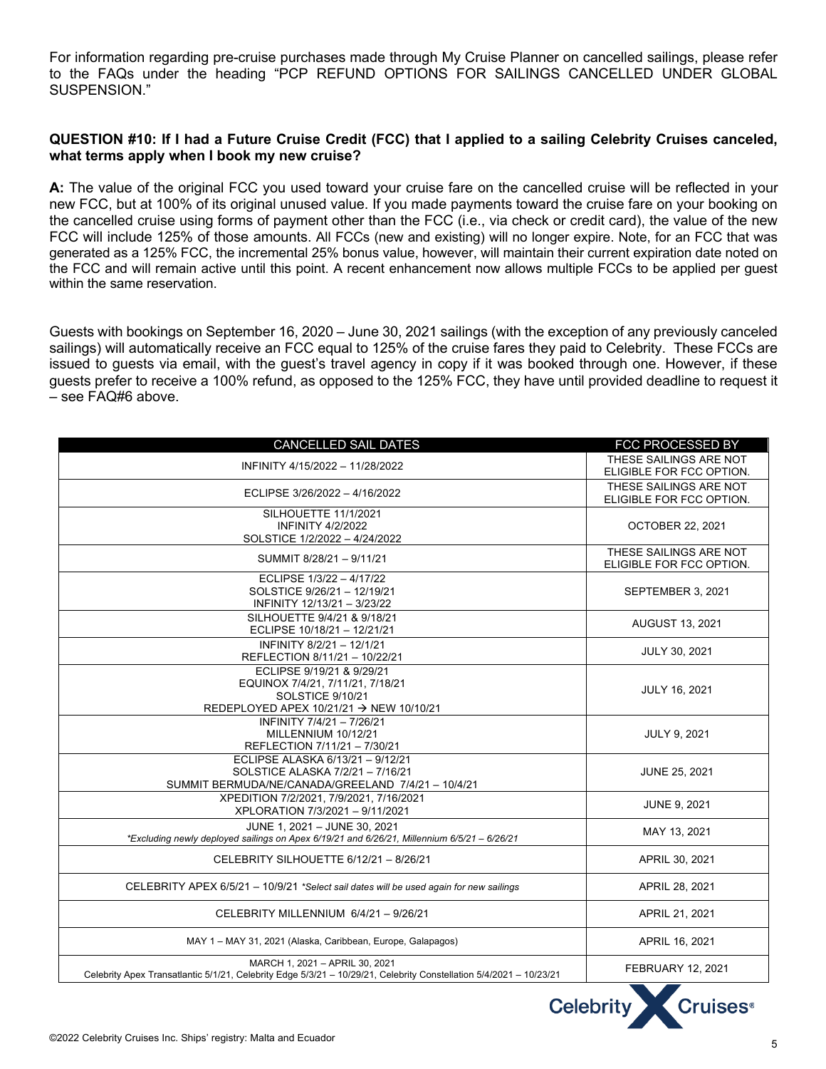For information regarding pre-cruise purchases made through My Cruise Planner on cancelled sailings, please refer to the FAQs under the heading "PCP REFUND OPTIONS FOR SAILINGS CANCELLED UNDER GLOBAL SUSPENSION."

**QUESTION #10: If I had a Future Cruise Credit (FCC) that I applied to a sailing Celebrity Cruises canceled, what terms apply when I book my new cruise?**

**A:** The value of the original FCC you used toward your cruise fare on the cancelled cruise will be reflected in your new FCC, but at 100% of its original unused value. If you made payments toward the cruise fare on your booking on the cancelled cruise using forms of payment other than the FCC (i.e., via check or credit card), the value of the new FCC will include 125% of those amounts. All FCCs (new and existing) will no longer expire. Note, for an FCC that was generated as a 125% FCC, the incremental 25% bonus value, however, will maintain their current expiration date noted on the FCC and will remain active until this point. A recent enhancement now allows multiple FCCs to be applied per guest within the same reservation.

Guests with bookings on September 16, 2020 – June 30, 2021 sailings (with the exception of any previously canceled sailings) will automatically receive an FCC equal to 125% of the cruise fares they paid to Celebrity. These FCCs are issued to guests via email, with the guest's travel agency in copy if it was booked through one. However, if these guests prefer to receive a 100% refund, as opposed to the 125% FCC, they have until provided deadline to request it – see FAQ#6 above.

| CANCELLED SAIL DATES | FCC PROCESSED BY |
|---|---|
| INFINITY 4/15/2022 – 11/28/2022 | THESE SAILINGS ARE NOT ELIGIBLE FOR FCC OPTION. |
| ECLIPSE 3/26/2022 – 4/16/2022 | THESE SAILINGS ARE NOT ELIGIBLE FOR FCC OPTION. |
| SILHOUETTE 11/1/2021<br>INFINITY 4/2/2022<br>SOLSTICE 1/2/2022 – 4/24/2022 | OCTOBER 22, 2021 |
| SUMMIT 8/28/21 – 9/11/21 | THESE SAILINGS ARE NOT ELIGIBLE FOR FCC OPTION. |
| ECLIPSE 1/3/22 – 4/17/22<br>SOLSTICE 9/26/21 – 12/19/21<br>INFINITY 12/13/21 – 3/23/22 | SEPTEMBER 3, 2021 |
| SILHOUETTE 9/4/21 & 9/18/21<br>ECLIPSE 10/18/21 – 12/21/21 | AUGUST 13, 2021 |
| INFINITY 8/2/21 – 12/1/21<br>REFLECTION 8/11/21 – 10/22/21 | JULY 30, 2021 |
| ECLIPSE 9/19/21 & 9/29/21<br>EQUINOX 7/4/21, 7/11/21, 7/18/21<br>SOLSTICE 9/10/21<br>REDEPLOYED APEX 10/21/21 → NEW 10/10/21 | JULY 16, 2021 |
| INFINITY 7/4/21 – 7/26/21<br>MILLENNIUM 10/12/21<br>REFLECTION 7/11/21 – 7/30/21 | JULY 9, 2021 |
| ECLIPSE ALASKA 6/13/21 – 9/12/21<br>SOLSTICE ALASKA 7/2/21 – 7/16/21<br>SUMMIT BERMUDA/NE/CANADA/GREELAND 7/4/21 – 10/4/21 | JUNE 25, 2021 |
| XPEDITION 7/2/2021, 7/9/2021, 7/16/2021<br>XPLORATION 7/3/2021 – 9/11/2021 | JUNE 9, 2021 |
| JUNE 1, 2021 – JUNE 30, 2021<br>*\*Excluding newly deployed sailings on Apex 6/19/21 and 6/26/21, Millennium 6/5/21 – 6/26/21* | MAY 13, 2021 |
| CELEBRITY SILHOUETTE 6/12/21 – 8/26/21 | APRIL 30, 2021 |
| CELEBRITY APEX 6/5/21 – 10/9/21 *\*Select sail dates will be used again for new sailings* | APRIL 28, 2021 |
| CELEBRITY MILLENNIUM 6/4/21 – 9/26/21 | APRIL 21, 2021 |
| MAY 1 – MAY 31, 2021 (Alaska, Caribbean, Europe, Galapagos) | APRIL 16, 2021 |
| MARCH 1, 2021 – APRIL 30, 2021<br>Celebrity Apex Transatlantic 5/1/21, Celebrity Edge 5/3/21 – 10/29/21, Celebrity Constellation 5/4/2021 – 10/23/21 | FEBRUARY 12, 2021 |

©2022 Celebrity Cruises Inc. Ships' registry: Malta and Ecuador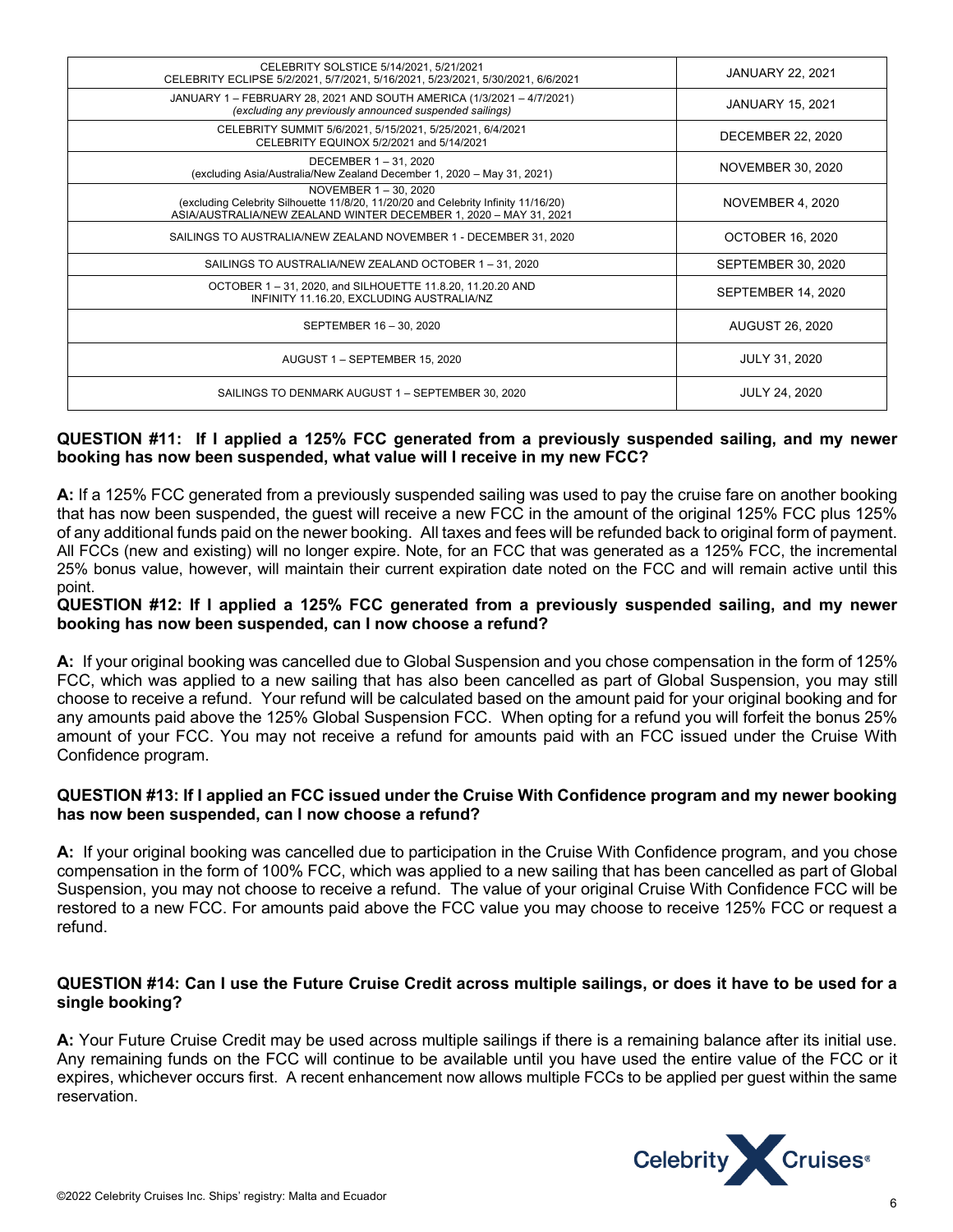| | |
|---|---|
| CELEBRITY SOLSTICE 5/14/2021, 5/21/2021<br>CELEBRITY ECLIPSE 5/2/2021, 5/7/2021, 5/16/2021, 5/23/2021, 5/30/2021, 6/6/2021 | JANUARY 22, 2021 |
| JANUARY 1 – FEBRUARY 28, 2021 AND SOUTH AMERICA (1/3/2021 – 4/7/2021)<br>*(excluding any previously announced suspended sailings)* | JANUARY 15, 2021 |
| CELEBRITY SUMMIT 5/6/2021, 5/15/2021, 5/25/2021, 6/4/2021<br>CELEBRITY EQUINOX 5/2/2021 and 5/14/2021 | DECEMBER 22, 2020 |
| DECEMBER 1 – 31, 2020<br>(excluding Asia/Australia/New Zealand December 1, 2020 – May 31, 2021) | NOVEMBER 30, 2020 |
| NOVEMBER 1 – 30, 2020<br>(excluding Celebrity Silhouette 11/8/20, 11/20/20 and Celebrity Infinity 11/16/20)<br>ASIA/AUSTRALIA/NEW ZEALAND WINTER DECEMBER 1, 2020 – MAY 31, 2021 | NOVEMBER 4, 2020 |
| SAILINGS TO AUSTRALIA/NEW ZEALAND NOVEMBER 1 - DECEMBER 31, 2020 | OCTOBER 16, 2020 |
| SAILINGS TO AUSTRALIA/NEW ZEALAND OCTOBER 1 – 31, 2020 | SEPTEMBER 30, 2020 |
| OCTOBER 1 – 31, 2020, and SILHOUETTE 11.8.20, 11.20.20 AND<br>INFINITY 11.16.20, EXCLUDING AUSTRALIA/NZ | SEPTEMBER 14, 2020 |
| SEPTEMBER 16 – 30, 2020 | AUGUST 26, 2020 |
| AUGUST 1 – SEPTEMBER 15, 2020 | JULY 31, 2020 |
| SAILINGS TO DENMARK AUGUST 1 – SEPTEMBER 30, 2020 | JULY 24, 2020 |

**QUESTION #11: If I applied a 125% FCC generated from a previously suspended sailing, and my newer booking has now been suspended, what value will I receive in my new FCC?**

**A:** If a 125% FCC generated from a previously suspended sailing was used to pay the cruise fare on another booking that has now been suspended, the guest will receive a new FCC in the amount of the original 125% FCC plus 125% of any additional funds paid on the newer booking. All taxes and fees will be refunded back to original form of payment. All FCCs (new and existing) will no longer expire. Note, for an FCC that was generated as a 125% FCC, the incremental 25% bonus value, however, will maintain their current expiration date noted on the FCC and will remain active until this point.

**QUESTION #12: If I applied a 125% FCC generated from a previously suspended sailing, and my newer booking has now been suspended, can I now choose a refund?**

**A:** If your original booking was cancelled due to Global Suspension and you chose compensation in the form of 125% FCC, which was applied to a new sailing that has also been cancelled as part of Global Suspension, you may still choose to receive a refund. Your refund will be calculated based on the amount paid for your original booking and for any amounts paid above the 125% Global Suspension FCC. When opting for a refund you will forfeit the bonus 25% amount of your FCC. You may not receive a refund for amounts paid with an FCC issued under the Cruise With Confidence program.

**QUESTION #13: If I applied an FCC issued under the Cruise With Confidence program and my newer booking has now been suspended, can I now choose a refund?**

**A:** If your original booking was cancelled due to participation in the Cruise With Confidence program, and you chose compensation in the form of 100% FCC, which was applied to a new sailing that has been cancelled as part of Global Suspension, you may not choose to receive a refund. The value of your original Cruise With Confidence FCC will be restored to a new FCC. For amounts paid above the FCC value you may choose to receive 125% FCC or request a refund.

**QUESTION #14: Can I use the Future Cruise Credit across multiple sailings, or does it have to be used for a single booking?**

**A:** Your Future Cruise Credit may be used across multiple sailings if there is a remaining balance after its initial use. Any remaining funds on the FCC will continue to be available until you have used the entire value of the FCC or it expires, whichever occurs first. A recent enhancement now allows multiple FCCs to be applied per guest within the same reservation.

©2022 Celebrity Cruises Inc. Ships' registry: Malta and Ecuador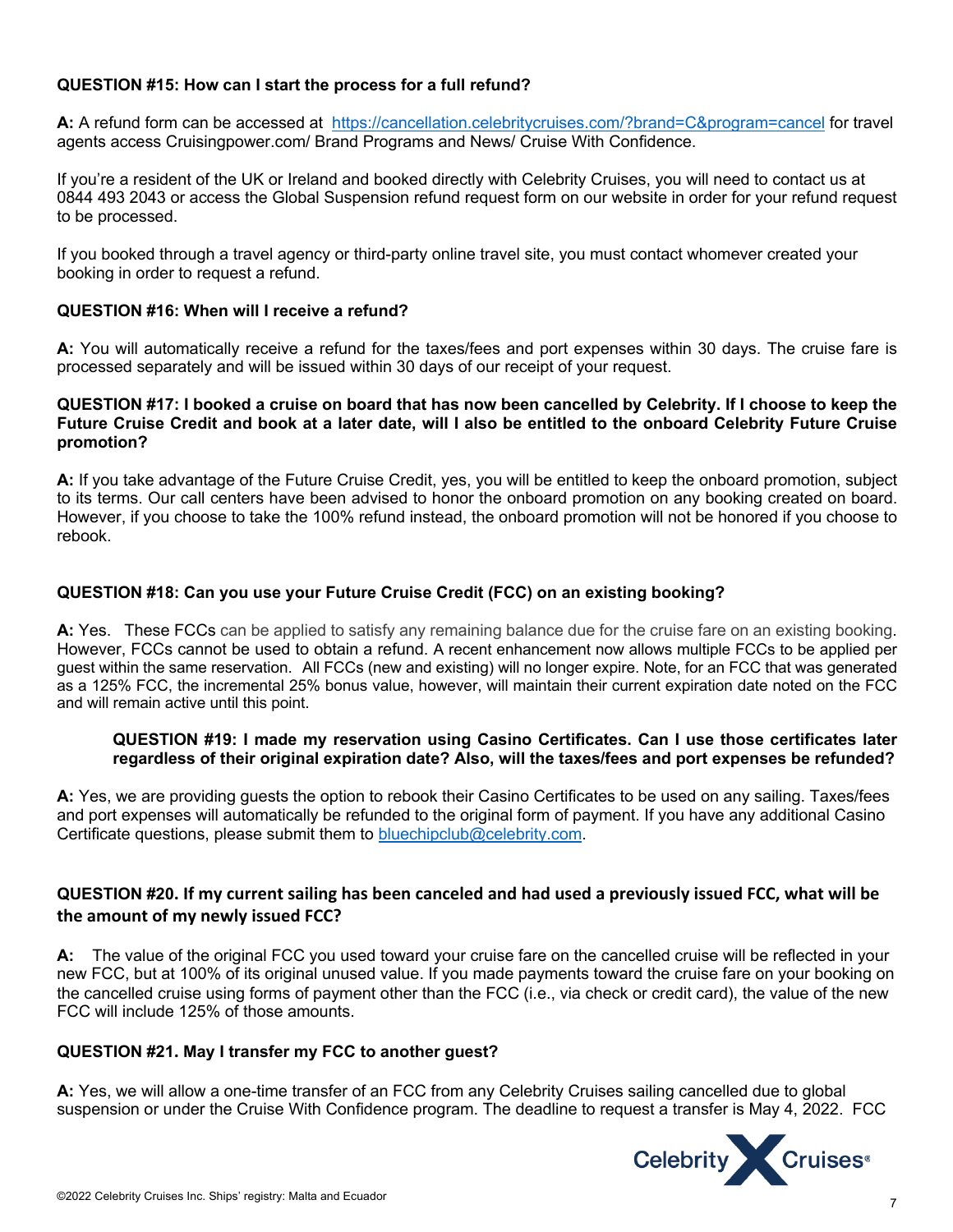**QUESTION #15: How can I start the process for a full refund?**

**A:** A refund form can be accessed at [https://cancellation.celebritycruises.com/?brand=C&program=cancel](https://cancellation.celebritycruises.com/?brand=C&program=cancel) for travel agents access Cruisingpower.com/ Brand Programs and News/ Cruise With Confidence.

If you're a resident of the UK or Ireland and booked directly with Celebrity Cruises, you will need to contact us at 0844 493 2043 or access the Global Suspension refund request form on our website in order for your refund request to be processed.

If you booked through a travel agency or third-party online travel site, you must contact whomever created your booking in order to request a refund.

**QUESTION #16: When will I receive a refund?**

**A:** You will automatically receive a refund for the taxes/fees and port expenses within 30 days. The cruise fare is processed separately and will be issued within 30 days of our receipt of your request.

**QUESTION #17: I booked a cruise on board that has now been cancelled by Celebrity. If I choose to keep the Future Cruise Credit and book at a later date, will I also be entitled to the onboard Celebrity Future Cruise promotion?**

**A:** If you take advantage of the Future Cruise Credit, yes, you will be entitled to keep the onboard promotion, subject to its terms. Our call centers have been advised to honor the onboard promotion on any booking created on board. However, if you choose to take the 100% refund instead, the onboard promotion will not be honored if you choose to rebook.

**QUESTION #18: Can you use your Future Cruise Credit (FCC) on an existing booking?**

**A:** Yes. These FCCs can be applied to satisfy any remaining balance due for the cruise fare on an existing booking. However, FCCs cannot be used to obtain a refund. A recent enhancement now allows multiple FCCs to be applied per guest within the same reservation. All FCCs (new and existing) will no longer expire. Note, for an FCC that was generated as a 125% FCC, the incremental 25% bonus value, however, will maintain their current expiration date noted on the FCC and will remain active until this point.

**QUESTION #19: I made my reservation using Casino Certificates. Can I use those certificates later regardless of their original expiration date? Also, will the taxes/fees and port expenses be refunded?**

**A:** Yes, we are providing guests the option to rebook their Casino Certificates to be used on any sailing. Taxes/fees and port expenses will automatically be refunded to the original form of payment. If you have any additional Casino Certificate questions, please submit them to [bluechipclub@celebrity.com](mailto:bluechipclub@celebrity.com).

**QUESTION #20. If my current sailing has been canceled and had used a previously issued FCC, what will be the amount of my newly issued FCC?**

**A:** The value of the original FCC you used toward your cruise fare on the cancelled cruise will be reflected in your new FCC, but at 100% of its original unused value. If you made payments toward the cruise fare on your booking on the cancelled cruise using forms of payment other than the FCC (i.e., via check or credit card), the value of the new FCC will include 125% of those amounts.

**QUESTION #21. May I transfer my FCC to another guest?**

**A:** Yes, we will allow a one-time transfer of an FCC from any Celebrity Cruises sailing cancelled due to global suspension or under the Cruise With Confidence program. The deadline to request a transfer is May 4, 2022. FCC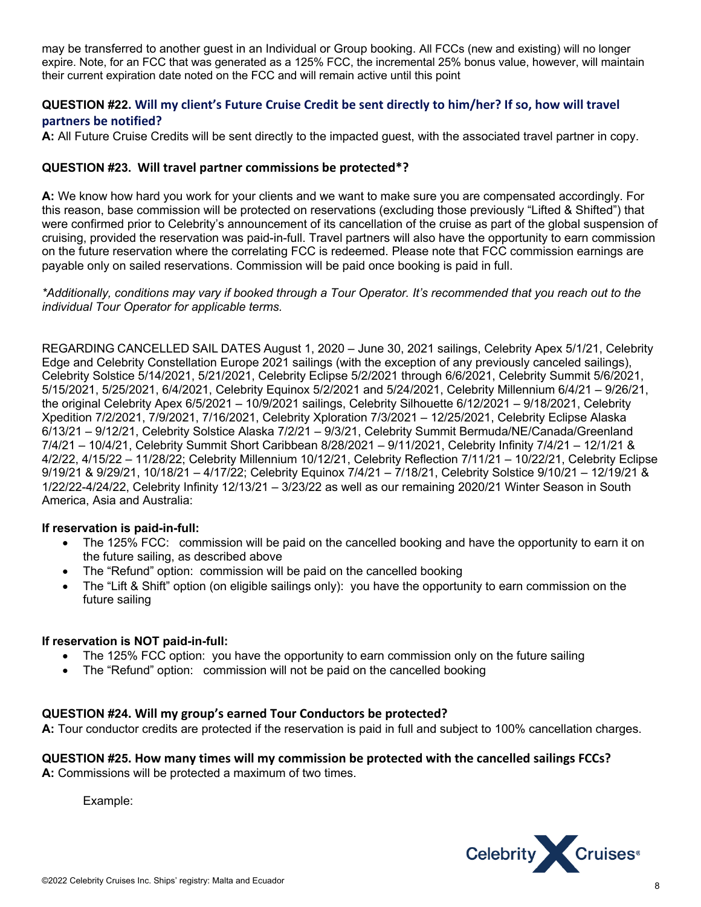may be transferred to another guest in an Individual or Group booking. All FCCs (new and existing) will no longer expire. Note, for an FCC that was generated as a 125% FCC, the incremental 25% bonus value, however, will maintain their current expiration date noted on the FCC and will remain active until this point

### QUESTION #22. Will my client's Future Cruise Credit be sent directly to him/her? If so, how will travel partners be notified?

**A:** All Future Cruise Credits will be sent directly to the impacted guest, with the associated travel partner in copy.

### QUESTION #23. Will travel partner commissions be protected*?

**A:** We know how hard you work for your clients and we want to make sure you are compensated accordingly. For this reason, base commission will be protected on reservations (excluding those previously "Lifted & Shifted") that were confirmed prior to Celebrity's announcement of its cancellation of the cruise as part of the global suspension of cruising, provided the reservation was paid-in-full. Travel partners will also have the opportunity to earn commission on the future reservation where the correlating FCC is redeemed. Please note that FCC commission earnings are payable only on sailed reservations. Commission will be paid once booking is paid in full.

*\*Additionally, conditions may vary if booked through a Tour Operator. It's recommended that you reach out to the individual Tour Operator for applicable terms.*

REGARDING CANCELLED SAIL DATES August 1, 2020 – June 30, 2021 sailings, Celebrity Apex 5/1/21, Celebrity Edge and Celebrity Constellation Europe 2021 sailings (with the exception of any previously canceled sailings), Celebrity Solstice 5/14/2021, 5/21/2021, Celebrity Eclipse 5/2/2021 through 6/6/2021, Celebrity Summit 5/6/2021, 5/15/2021, 5/25/2021, 6/4/2021, Celebrity Equinox 5/2/2021 and 5/24/2021, Celebrity Millennium 6/4/21 – 9/26/21, the original Celebrity Apex 6/5/2021 – 10/9/2021 sailings, Celebrity Silhouette 6/12/2021 – 9/18/2021, Celebrity Xpedition 7/2/2021, 7/9/2021, 7/16/2021, Celebrity Xploration 7/3/2021 – 12/25/2021, Celebrity Eclipse Alaska 6/13/21 – 9/12/21, Celebrity Solstice Alaska 7/2/21 – 9/3/21, Celebrity Summit Bermuda/NE/Canada/Greenland 7/4/21 – 10/4/21, Celebrity Summit Short Caribbean 8/28/2021 – 9/11/2021, Celebrity Infinity 7/4/21 – 12/1/21 & 4/2/22, 4/15/22 – 11/28/22; Celebrity Millennium 10/12/21, Celebrity Reflection 7/11/21 – 10/22/21, Celebrity Eclipse 9/19/21 & 9/29/21, 10/18/21 – 4/17/22; Celebrity Equinox 7/4/21 – 7/18/21, Celebrity Solstice 9/10/21 – 12/19/21 & 1/22/22-4/24/22, Celebrity Infinity 12/13/21 – 3/23/22 as well as our remaining 2020/21 Winter Season in South America, Asia and Australia:

**If reservation is paid-in-full:**

- The 125% FCC: commission will be paid on the cancelled booking and have the opportunity to earn it on the future sailing, as described above
- The "Refund" option: commission will be paid on the cancelled booking
- The "Lift & Shift" option (on eligible sailings only): you have the opportunity to earn commission on the future sailing

**If reservation is NOT paid-in-full:**

- The 125% FCC option: you have the opportunity to earn commission only on the future sailing
- The "Refund" option: commission will not be paid on the cancelled booking

### QUESTION #24. Will my group's earned Tour Conductors be protected?

**A:** Tour conductor credits are protected if the reservation is paid in full and subject to 100% cancellation charges.

### QUESTION #25. How many times will my commission be protected with the cancelled sailings FCCs?

**A:** Commissions will be protected a maximum of two times.

Example: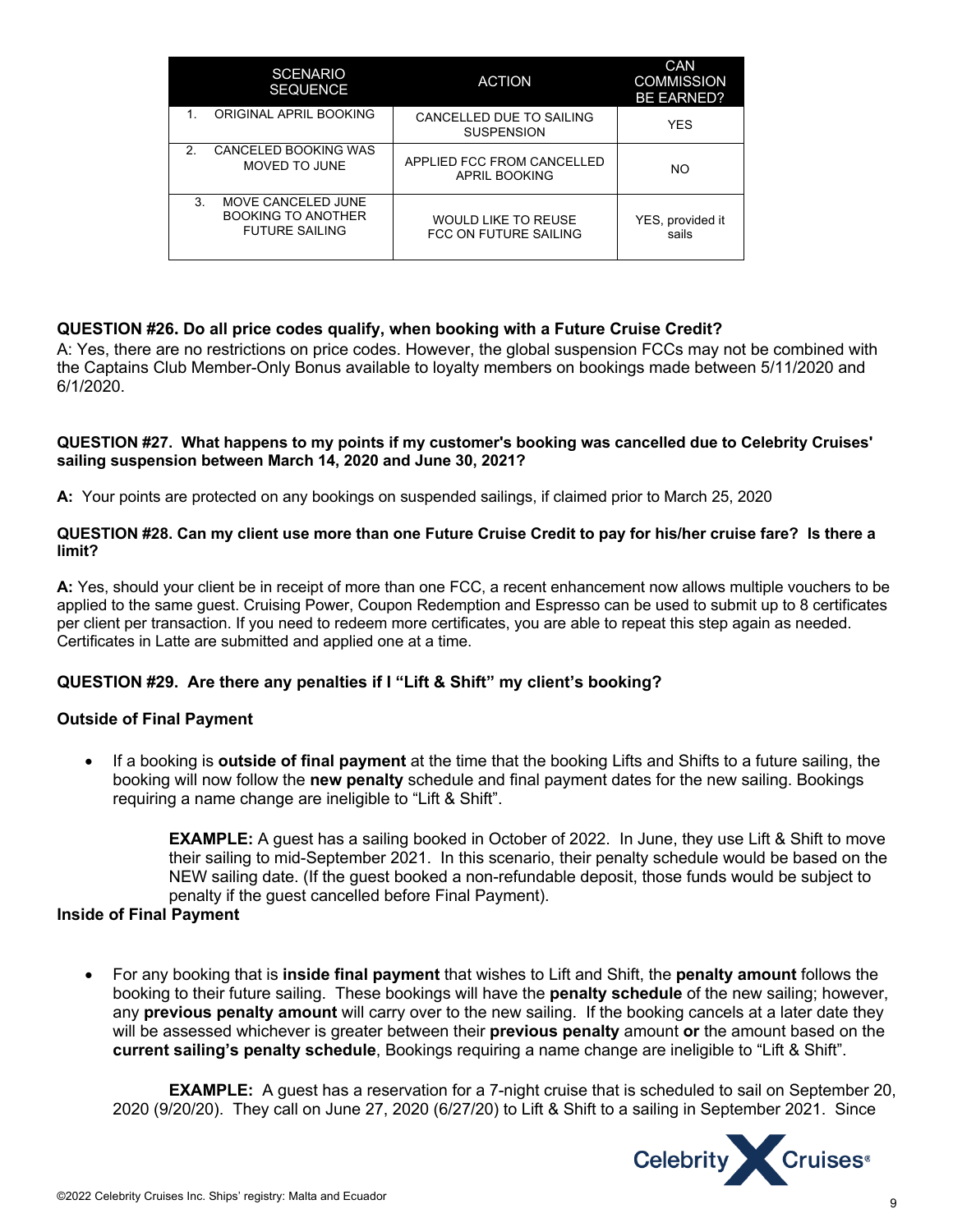| SCENARIO SEQUENCE | ACTION | CAN COMMISSION BE EARNED? |
|---|---|---|
| 1. ORIGINAL APRIL BOOKING | CANCELLED DUE TO SAILING SUSPENSION | YES |
| 2. CANCELED BOOKING WAS MOVED TO JUNE | APPLIED FCC FROM CANCELLED APRIL BOOKING | NO |
| 3. MOVE CANCELED JUNE BOOKING TO ANOTHER FUTURE SAILING | WOULD LIKE TO REUSE FCC ON FUTURE SAILING | YES, provided it sails |

**QUESTION #26. Do all price codes qualify, when booking with a Future Cruise Credit?**

A: Yes, there are no restrictions on price codes. However, the global suspension FCCs may not be combined with the Captains Club Member-Only Bonus available to loyalty members on bookings made between 5/11/2020 and 6/1/2020.

**QUESTION #27. What happens to my points if my customer's booking was cancelled due to Celebrity Cruises' sailing suspension between March 14, 2020 and June 30, 2021?**

**A:** Your points are protected on any bookings on suspended sailings, if claimed prior to March 25, 2020

**QUESTION #28. Can my client use more than one Future Cruise Credit to pay for his/her cruise fare? Is there a limit?**

**A:** Yes, should your client be in receipt of more than one FCC, a recent enhancement now allows multiple vouchers to be applied to the same guest. Cruising Power, Coupon Redemption and Espresso can be used to submit up to 8 certificates per client per transaction. If you need to redeem more certificates, you are able to repeat this step again as needed. Certificates in Latte are submitted and applied one at a time.

**QUESTION #29. Are there any penalties if I "Lift & Shift" my client's booking?**

**Outside of Final Payment**

- If a booking is **outside of final payment** at the time that the booking Lifts and Shifts to a future sailing, the booking will now follow the **new penalty** schedule and final payment dates for the new sailing. Bookings requiring a name change are ineligible to "Lift & Shift".

  **EXAMPLE:** A guest has a sailing booked in October of 2022. In June, they use Lift & Shift to move their sailing to mid-September 2021. In this scenario, their penalty schedule would be based on the NEW sailing date. (If the guest booked a non-refundable deposit, those funds would be subject to penalty if the guest cancelled before Final Payment).

**Inside of Final Payment**

- For any booking that is **inside final payment** that wishes to Lift and Shift, the **penalty amount** follows the booking to their future sailing. These bookings will have the **penalty schedule** of the new sailing; however, any **previous penalty amount** will carry over to the new sailing. If the booking cancels at a later date they will be assessed whichever is greater between their **previous penalty** amount **or** the amount based on the **current sailing's penalty schedule**, Bookings requiring a name change are ineligible to "Lift & Shift".

**EXAMPLE:** A guest has a reservation for a 7-night cruise that is scheduled to sail on September 20, 2020 (9/20/20). They call on June 27, 2020 (6/27/20) to Lift & Shift to a sailing in September 2021. Since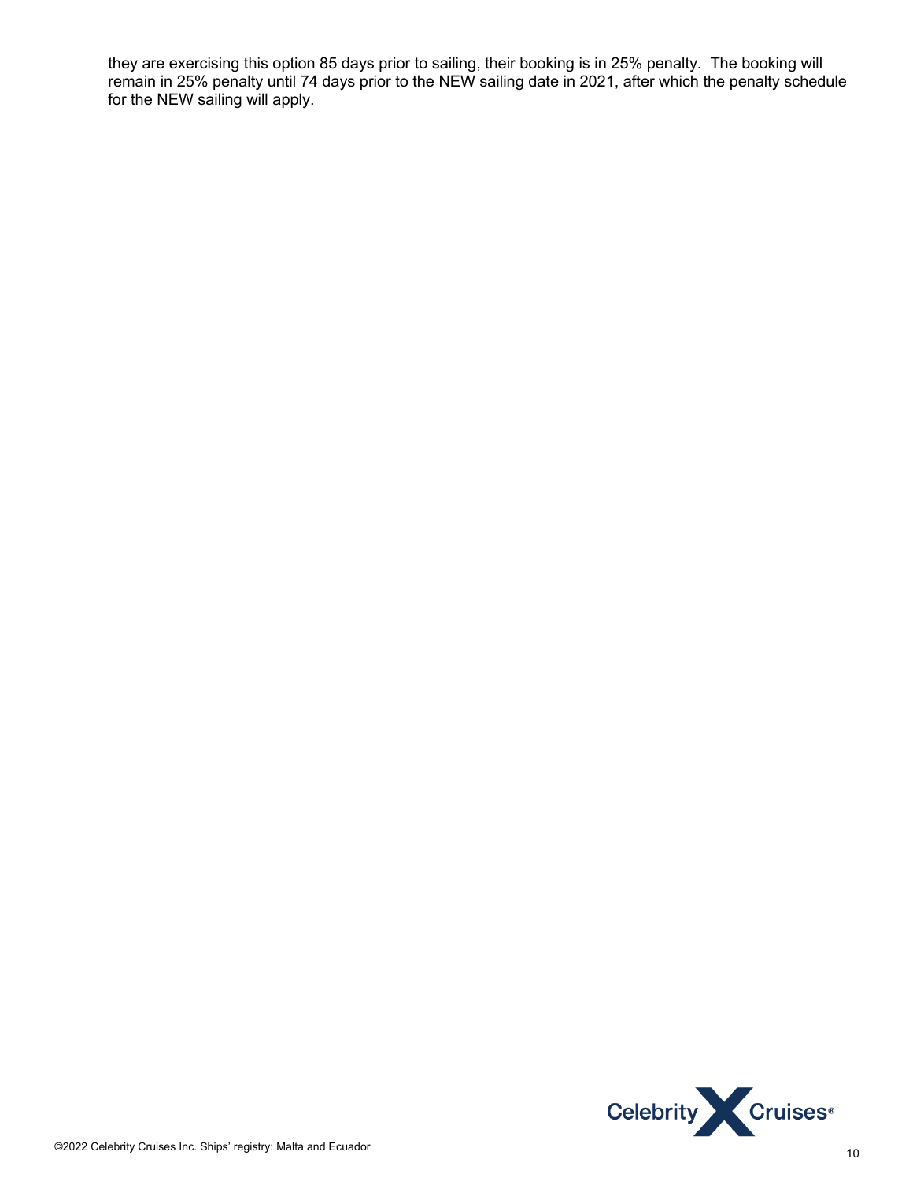they are exercising this option 85 days prior to sailing, their booking is in 25% penalty. The booking will remain in 25% penalty until 74 days prior to the NEW sailing date in 2021, after which the penalty schedule for the NEW sailing will apply.